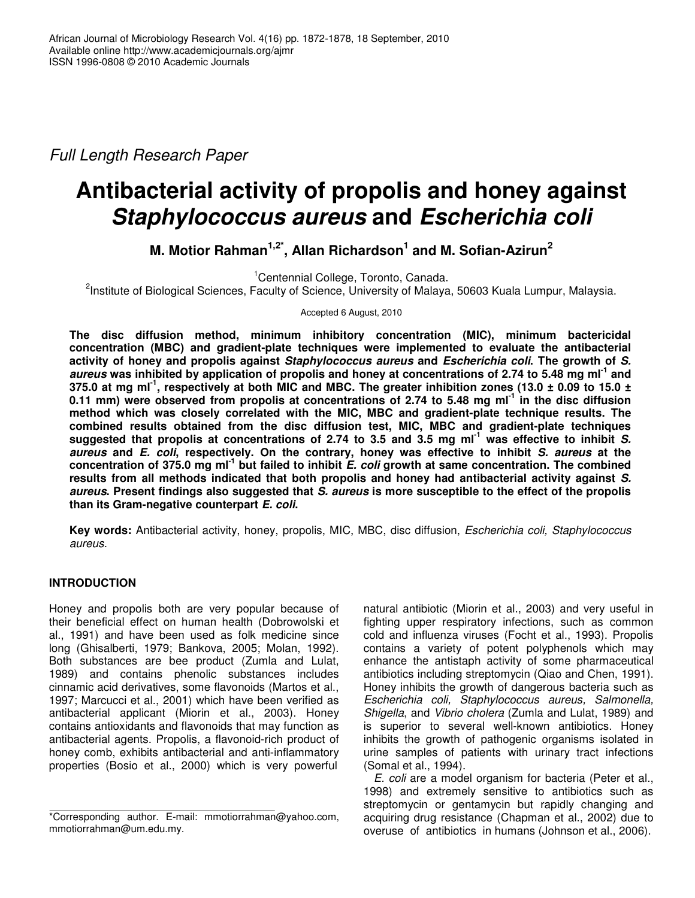*Full Length Research Paper*

# Antibacterial activity of propolis and honey against *Staphylococcus aureus* and *Escherichia coli*

**M. Motior Rahman[1,2*], Allan Richardson[1] and M. Sofian-Azirun[2]**

[1]Centennial College, Toronto, Canada.

[2]Institute of Biological Sciences, Faculty of Science, University of Malaya, 50603 Kuala Lumpur, Malaysia.

Accepted 6 August, 2010

**The disc diffusion method, minimum inhibitory concentration (MIC), minimum bactericidal concentration (MBC) and gradient-plate techniques were implemented to evaluate the antibacterial activity of honey and propolis against *Staphylococcus aureus* and *Escherichia coli*. The growth of *S. aureus* was inhibited by application of propolis and honey at concentrations of 2.74 to 5.48 mg ml$^{-1}$ and 375.0 at mg ml$^{-1}$, respectively at both MIC and MBC. The greater inhibition zones (13.0 ± 0.09 to 15.0 ± 0.11 mm) were observed from propolis at concentrations of 2.74 to 5.48 mg ml$^{-1}$ in the disc diffusion method which was closely correlated with the MIC, MBC and gradient-plate technique results. The combined results obtained from the disc diffusion test, MIC, MBC and gradient-plate techniques suggested that propolis at concentrations of 2.74 to 3.5 and 3.5 mg ml$^{-1}$ was effective to inhibit *S. aureus* and *E. coli*, respectively. On the contrary, honey was effective to inhibit *S. aureus* at the concentration of 375.0 mg ml$^{-1}$ but failed to inhibit *E. coli* growth at same concentration. The combined results from all methods indicated that both propolis and honey had antibacterial activity against *S. aureus*. Present findings also suggested that *S. aureus* is more susceptible to the effect of the propolis than its Gram-negative counterpart *E. coli*.**

**Key words:** Antibacterial activity, honey, propolis, MIC, MBC, disc diffusion, *Escherichia coli, Staphylococcus aureus*.

## INTRODUCTION

Honey and propolis both are very popular because of their beneficial effect on human health (Dobrowolski et al., 1991) and have been used as folk medicine since long (Ghisalberti, 1979; Bankova, 2005; Molan, 1992). Both substances are bee product (Zumla and Lulat, 1989) and contains phenolic substances includes cinnamic acid derivatives, some flavonoids (Martos et al., 1997; Marcucci et al., 2001) which have been verified as antibacterial applicant (Miorin et al., 2003). Honey contains antioxidants and flavonoids that may function as antibacterial agents. Propolis, a flavonoid-rich product of honey comb, exhibits antibacterial and anti-inflammatory properties (Bosio et al., 2000) which is very powerful natural antibiotic (Miorin et al., 2003) and very useful in fighting upper respiratory infections, such as common cold and influenza viruses (Focht et al., 1993). Propolis contains a variety of potent polyphenols which may enhance the antistaph activity of some pharmaceutical antibiotics including streptomycin (Qiao and Chen, 1991). Honey inhibits the growth of dangerous bacteria such as *Escherichia coli, Staphylococcus aureus, Salmonella, Shigella*, and *Vibrio cholera* (Zumla and Lulat, 1989) and is superior to several well-known antibiotics. Honey inhibits the growth of pathogenic organisms isolated in urine samples of patients with urinary tract infections (Somal et al., 1994).

*E. coli* are a model organism for bacteria (Peter et al., 1998) and extremely sensitive to antibiotics such as streptomycin or gentamycin but rapidly changing and acquiring drug resistance (Chapman et al., 2002) due to overuse of antibiotics in humans (Johnson et al., 2006).

*Corresponding author. E-mail: mmotiorrahman@yahoo.com, mmotiorrahman@um.edu.my.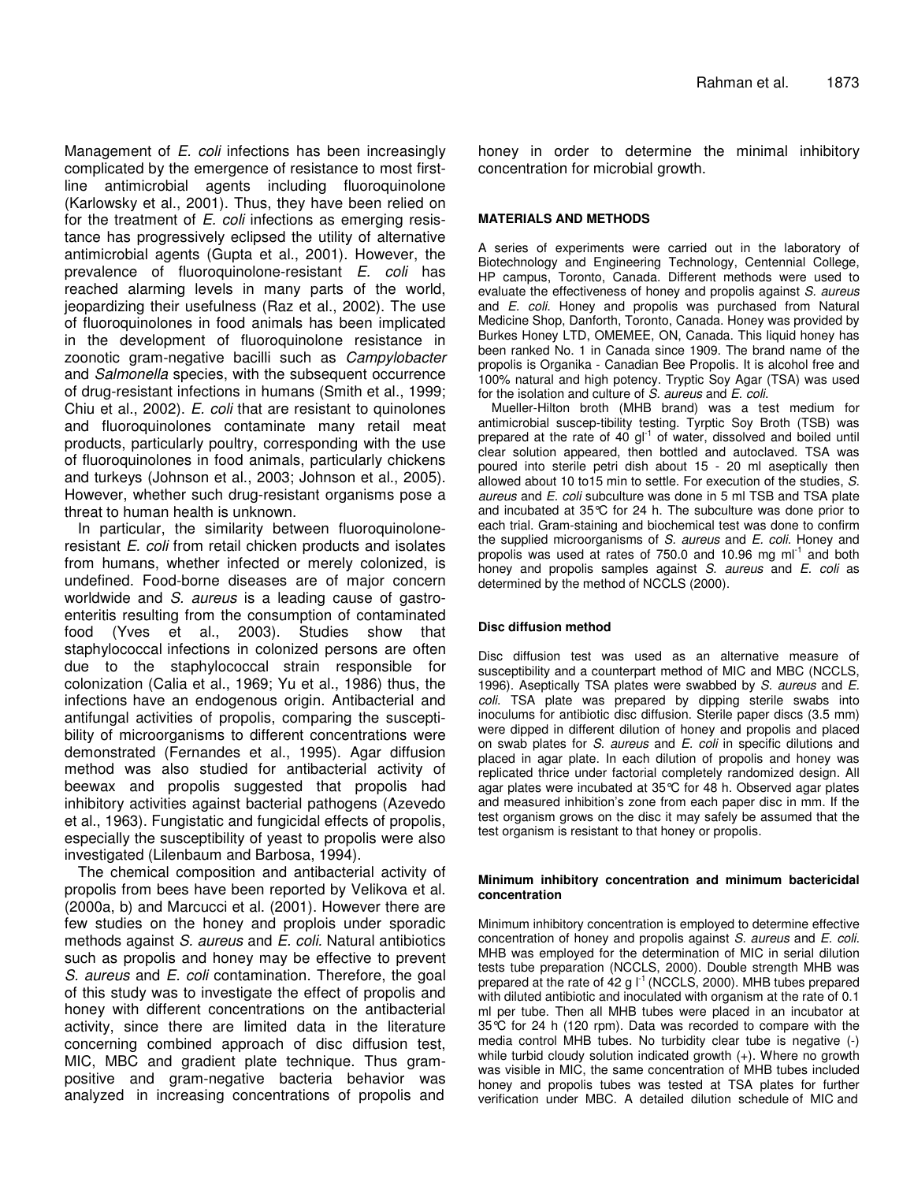Management of *E. coli* infections has been increasingly complicated by the emergence of resistance to most first-line antimicrobial agents including fluoroquinolone (Karlowsky et al., 2001). Thus, they have been relied on for the treatment of *E. coli* infections as emerging resistance has progressively eclipsed the utility of alternative antimicrobial agents (Gupta et al., 2001). However, the prevalence of fluoroquinolone-resistant *E. coli* has reached alarming levels in many parts of the world, jeopardizing their usefulness (Raz et al., 2002). The use of fluoroquinolones in food animals has been implicated in the development of fluoroquinolone resistance in zoonotic gram-negative bacilli such as *Campylobacter* and *Salmonella* species, with the subsequent occurrence of drug-resistant infections in humans (Smith et al., 1999; Chiu et al., 2002). *E. coli* that are resistant to quinolones and fluoroquinolones contaminate many retail meat products, particularly poultry, corresponding with the use of fluoroquinolones in food animals, particularly chickens and turkeys (Johnson et al., 2003; Johnson et al., 2005). However, whether such drug-resistant organisms pose a threat to human health is unknown.

In particular, the similarity between fluoroquinolone-resistant *E. coli* from retail chicken products and isolates from humans, whether infected or merely colonized, is undefined. Food-borne diseases are of major concern worldwide and *S. aureus* is a leading cause of gastro-enteritis resulting from the consumption of contaminated food (Yves et al., 2003). Studies show that staphylococcal infections in colonized persons are often due to the staphylococcal strain responsible for colonization (Calia et al., 1969; Yu et al., 1986) thus, the infections have an endogenous origin. Antibacterial and antifungal activities of propolis, comparing the susceptibility of microorganisms to different concentrations were demonstrated (Fernandes et al., 1995). Agar diffusion method was also studied for antibacterial activity of beewax and propolis suggested that propolis had inhibitory activities against bacterial pathogens (Azevedo et al., 1963). Fungistatic and fungicidal effects of propolis, especially the susceptibility of yeast to propolis were also investigated (Lilenbaum and Barbosa, 1994).

The chemical composition and antibacterial activity of propolis from bees have been reported by Velikova et al. (2000a, b) and Marcucci et al. (2001). However there are few studies on the honey and proplois under sporadic methods against *S. aureus* and *E. coli*. Natural antibiotics such as propolis and honey may be effective to prevent *S. aureus* and *E. coli* contamination. Therefore, the goal of this study was to investigate the effect of propolis and honey with different concentrations on the antibacterial activity, since there are limited data in the literature concerning combined approach of disc diffusion test, MIC, MBC and gradient plate technique. Thus gram-positive and gram-negative bacteria behavior was analyzed in increasing concentrations of propolis and honey in order to determine the minimal inhibitory concentration for microbial growth.

## MATERIALS AND METHODS

A series of experiments were carried out in the laboratory of Biotechnology and Engineering Technology, Centennial College, HP campus, Toronto, Canada. Different methods were used to evaluate the effectiveness of honey and propolis against *S. aureus* and *E. coli*. Honey and propolis was purchased from Natural Medicine Shop, Danforth, Toronto, Canada. Honey was provided by Burkes Honey LTD, OMEMEE, ON, Canada. This liquid honey has been ranked No. 1 in Canada since 1909. The brand name of the propolis is Organika - Canadian Bee Propolis. It is alcohol free and 100% natural and high potency. Tryptic Soy Agar (TSA) was used for the isolation and culture of *S. aureus* and *E. coli*.

Mueller-Hilton broth (MHB brand) was a test medium for antimicrobial suscep-tibility testing. Tyrptic Soy Broth (TSB) was prepared at the rate of 40 $gl^{-1}$ of water, dissolved and boiled until clear solution appeared, then bottled and autoclaved. TSA was poured into sterile petri dish about 15 - 20 ml aseptically then allowed about 10 to15 min to settle. For execution of the studies, *S. aureus* and *E. coli* subculture was done in 5 ml TSB and TSA plate and incubated at 35°C for 24 h. The subculture was done prior to each trial. Gram-staining and biochemical test was done to confirm the supplied microorganisms of *S. aureus* and *E. coli*. Honey and propolis was used at rates of 750.0 and 10.96 mg $ml^{-1}$ and both honey and propolis samples against *S. aureus* and *E. coli* as determined by the method of NCCLS (2000).

### Disc diffusion method

Disc diffusion test was used as an alternative measure of susceptibility and a counterpart method of MIC and MBC (NCCLS, 1996). Aseptically TSA plates were swabbed by *S. aureus* and *E. coli*. TSA plate was prepared by dipping sterile swabs into inoculums for antibiotic disc diffusion. Sterile paper discs (3.5 mm) were dipped in different dilution of honey and propolis and placed on swab plates for *S. aureus* and *E. coli* in specific dilutions and placed in agar plate. In each dilution of propolis and honey was replicated thrice under factorial completely randomized design. All agar plates were incubated at 35°C for 48 h. Observed agar plates and measured inhibition's zone from each paper disc in mm. If the test organism grows on the disc it may safely be assumed that the test organism is resistant to that honey or propolis.

### Minimum inhibitory concentration and minimum bactericidal concentration

Minimum inhibitory concentration is employed to determine effective concentration of honey and propolis against *S. aureus* and *E. coli*. MHB was employed for the determination of MIC in serial dilution tests tube preparation (NCCLS, 2000). Double strength MHB was prepared at the rate of 42 g $l^{-1}$ (NCCLS, 2000). MHB tubes prepared with diluted antibiotic and inoculated with organism at the rate of 0.1 ml per tube. Then all MHB tubes were placed in an incubator at 35°C for 24 h (120 rpm). Data was recorded to compare with the media control MHB tubes. No turbidity clear tube is negative (-) while turbid cloudy solution indicated growth (+). Where no growth was visible in MIC, the same concentration of MHB tubes included honey and propolis tubes was tested at TSA plates for further verification under MBC. A detailed dilution schedule of MIC and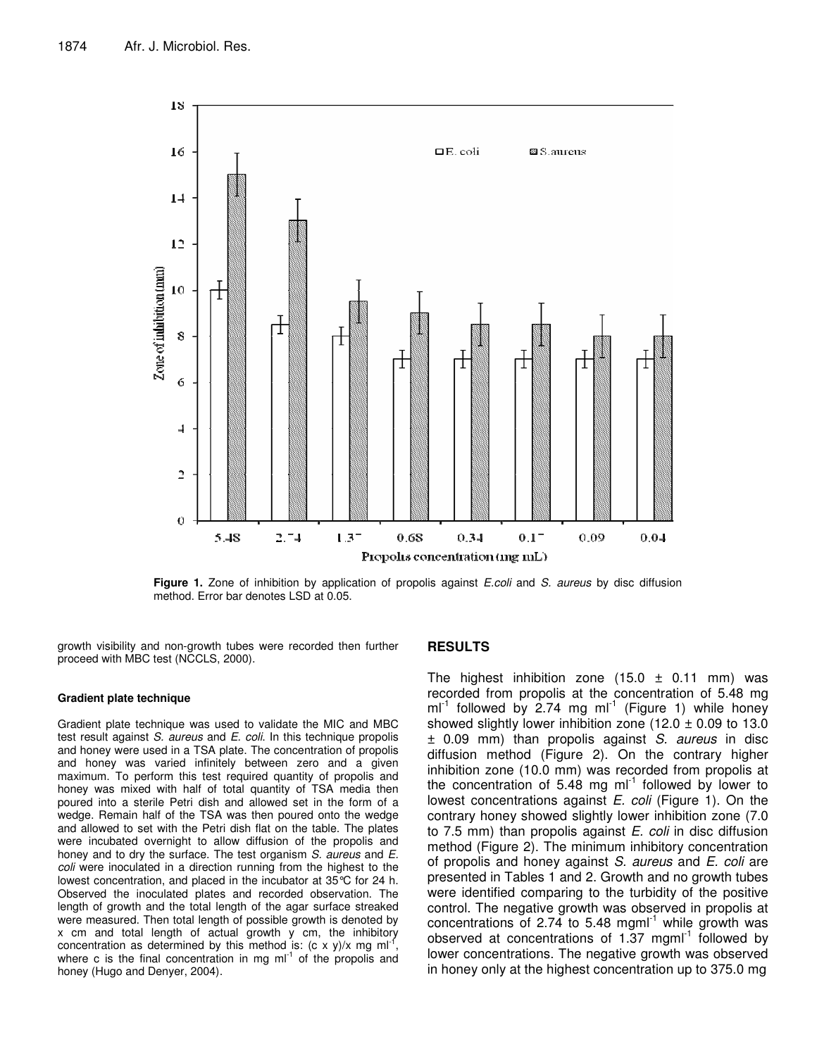**Figure 1.** Zone of inhibition by application of propolis against *E.coli* and *S. aureus* by disc diffusion method. Error bar denotes LSD at 0.05.

growth visibility and non-growth tubes were recorded then further proceed with MBC test (NCCLS, 2000).

#### Gradient plate technique

Gradient plate technique was used to validate the MIC and MBC test result against *S. aureus* and *E. coli*. In this technique propolis and honey were used in a TSA plate. The concentration of propolis and honey was varied infinitely between zero and a given maximum. To perform this test required quantity of propolis and honey was mixed with half of total quantity of TSA media then poured into a sterile Petri dish and allowed set in the form of a wedge. Remain half of the TSA was then poured onto the wedge and allowed to set with the Petri dish flat on the table. The plates were incubated overnight to allow diffusion of the propolis and honey and to dry the surface. The test organism *S. aureus* and *E. coli* were inoculated in a direction running from the highest to the lowest concentration, and placed in the incubator at 35°C for 24 h. Observed the inoculated plates and recorded observation. The length of growth and the total length of the agar surface streaked were measured. Then total length of possible growth is denoted by x cm and total length of actual growth y cm, the inhibitory concentration as determined by this method is: (c x y)/x mg ml$^{-1}$, where c is the final concentration in mg ml$^{-1}$ of the propolis and honey (Hugo and Denyer, 2004).

## RESULTS

The highest inhibition zone (15.0 ± 0.11 mm) was recorded from propolis at the concentration of 5.48 mg ml$^{-1}$ followed by 2.74 mg ml$^{-1}$ (Figure 1) while honey showed slightly lower inhibition zone (12.0 ± 0.09 to 13.0 ± 0.09 mm) than propolis against *S. aureus* in disc diffusion method (Figure 2). On the contrary higher inhibition zone (10.0 mm) was recorded from propolis at the concentration of 5.48 mg ml$^{-1}$ followed by lower to lowest concentrations against *E. coli* (Figure 1). On the contrary honey showed slightly lower inhibition zone (7.0 to 7.5 mm) than propolis against *E. coli* in disc diffusion method (Figure 2). The minimum inhibitory concentration of propolis and honey against *S. aureus* and *E. coli* are presented in Tables 1 and 2. Growth and no growth tubes were identified comparing to the turbidity of the positive control. The negative growth was observed in propolis at concentrations of 2.74 to 5.48 mgml$^{-1}$ while growth was observed at concentrations of 1.37 mgml$^{-1}$ followed by lower concentrations. The negative growth was observed in honey only at the highest concentration up to 375.0 mg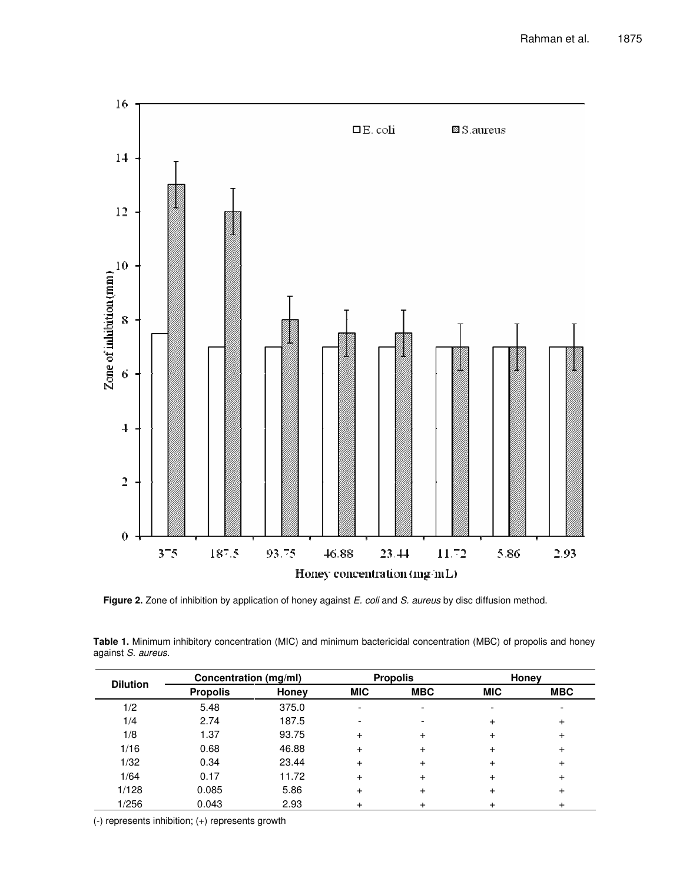**Figure 2.** Zone of inhibition by application of honey against *E. coli* and *S. aureus* by disc diffusion method.

**Table 1.** Minimum inhibitory concentration (MIC) and minimum bactericidal concentration (MBC) of propolis and honey against *S. aureus*.

| Dilution | Concentration (mg/ml) | | Propolis | | Honey | |
|---|---|---|---|---|---|---|
| | Propolis | Honey | MIC | MBC | MIC | MBC |
| 1/2 | 5.48 | 375.0 | - | - | - | - |
| 1/4 | 2.74 | 187.5 | - | - | + | + |
| 1/8 | 1.37 | 93.75 | + | + | + | + |
| 1/16 | 0.68 | 46.88 | + | + | + | + |
| 1/32 | 0.34 | 23.44 | + | + | + | + |
| 1/64 | 0.17 | 11.72 | + | + | + | + |
| 1/128 | 0.085 | 5.86 | + | + | + | + |
| 1/256 | 0.043 | 2.93 | + | + | + | + |

(-) represents inhibition; (+) represents growth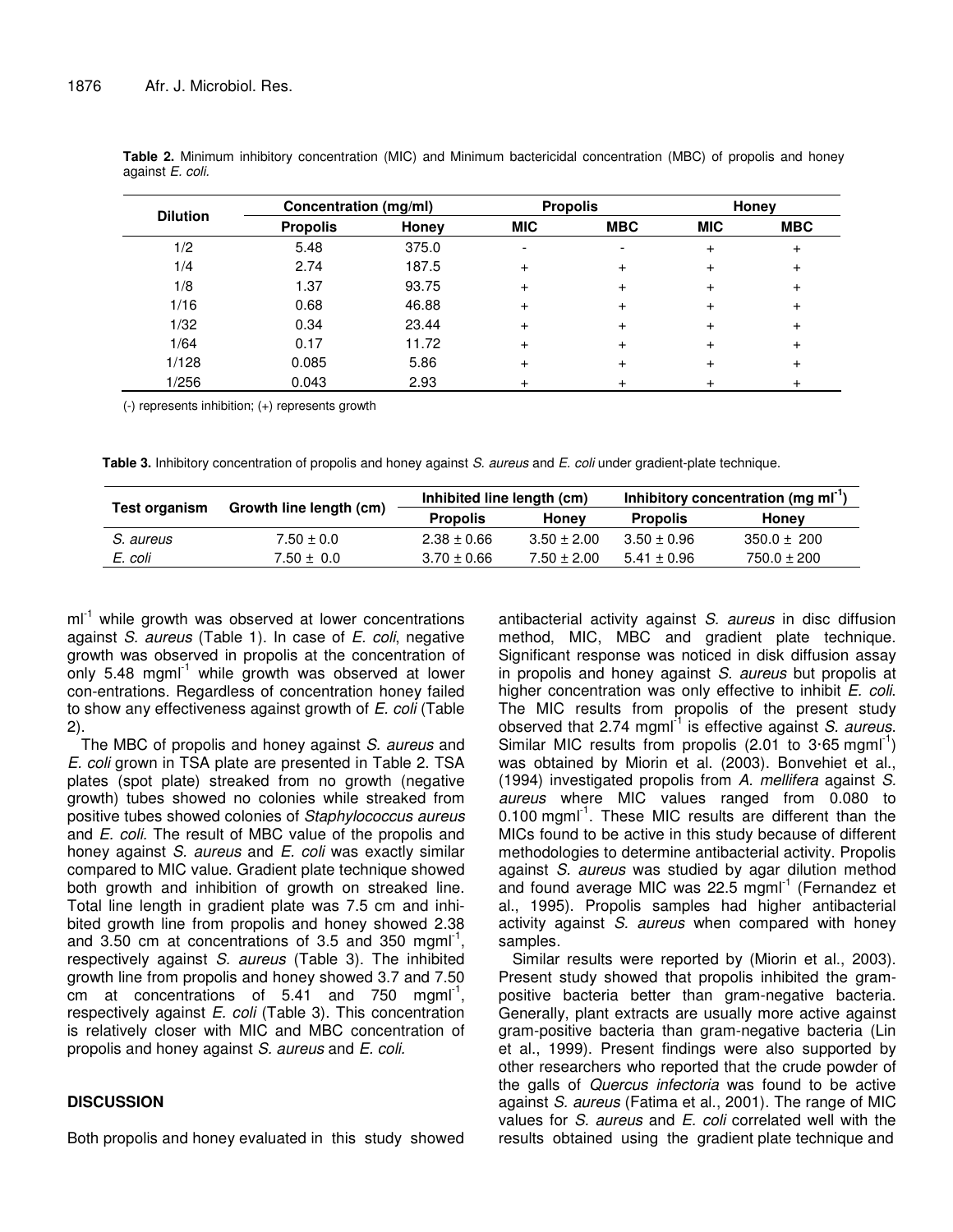**Table 2.** Minimum inhibitory concentration (MIC) and Minimum bactericidal concentration (MBC) of propolis and honey against *E. coli*.

| Dilution | Concentration (mg/ml) | | Propolis | | Honey | |
|---|---|---|---|---|---|---|
| | Propolis | Honey | MIC | MBC | MIC | MBC |
| 1/2 | 5.48 | 375.0 | - | - | + | + |
| 1/4 | 2.74 | 187.5 | + | + | + | + |
| 1/8 | 1.37 | 93.75 | + | + | + | + |
| 1/16 | 0.68 | 46.88 | + | + | + | + |
| 1/32 | 0.34 | 23.44 | + | + | + | + |
| 1/64 | 0.17 | 11.72 | + | + | + | + |
| 1/128 | 0.085 | 5.86 | + | + | + | + |
| 1/256 | 0.043 | 2.93 | + | + | + | + |

(-) represents inhibition; (+) represents growth

**Table 3.** Inhibitory concentration of propolis and honey against *S. aureus* and *E. coli* under gradient-plate technique.

| Test organism | Growth line length (cm) | Inhibited line length (cm) | | Inhibitory concentration (mg $ml^{-1}$) | |
|---|---|---|---|---|---|
| | | Propolis | Honey | Propolis | Honey |
| *S. aureus* | 7.50 ± 0.0 | 2.38 ± 0.66 | 3.50 ± 2.00 | 3.50 ± 0.96 | 350.0 ± 200 |
| *E. coli* | 7.50 ± 0.0 | 3.70 ± 0.66 | 7.50 ± 2.00 | 5.41 ± 0.96 | 750.0 ± 200 |

$ml^{-1}$ while growth was observed at lower concentrations against *S. aureus* (Table 1). In case of *E. coli*, negative growth was observed in propolis at the concentration of only 5.48 $mgml^{-1}$ while growth was observed at lower con-entrations. Regardless of concentration honey failed to show any effectiveness against growth of *E. coli* (Table 2).

The MBC of propolis and honey against *S. aureus* and *E. coli* grown in TSA plate are presented in Table 2. TSA plates (spot plate) streaked from no growth (negative growth) tubes showed no colonies while streaked from positive tubes showed colonies of *Staphylococcus aureus* and *E. coli.* The result of MBC value of the propolis and honey against *S. aureus* and *E. coli* was exactly similar compared to MIC value. Gradient plate technique showed both growth and inhibition of growth on streaked line. Total line length in gradient plate was 7.5 cm and inhibited growth line from propolis and honey showed 2.38 and 3.50 cm at concentrations of 3.5 and 350 $mgml^{-1}$, respectively against *S. aureus* (Table 3). The inhibited growth line from propolis and honey showed 3.7 and 7.50 cm at concentrations of 5.41 and 750 $mgml^{-1}$, respectively against *E. coli* (Table 3). This concentration is relatively closer with MIC and MBC concentration of propolis and honey against *S. aureus* and *E. coli.*

## DISCUSSION

Both propolis and honey evaluated in this study showed antibacterial activity against *S. aureus* in disc diffusion method, MIC, MBC and gradient plate technique. Significant response was noticed in disk diffusion assay in propolis and honey against *S. aureus* but propolis at higher concentration was only effective to inhibit *E. coli*. The MIC results from propolis of the present study observed that 2.74 $mgml^{-1}$ is effective against *S. aureus*. Similar MIC results from propolis (2.01 to 3·65 $mgml^{-1}$) was obtained by Miorin et al. (2003). Bonvehiet et al., (1994) investigated propolis from *A. mellifera* against *S. aureus* where MIC values ranged from 0.080 to 0.100 $mgml^{-1}$. These MIC results are different than the MICs found to be active in this study because of different methodologies to determine antibacterial activity. Propolis against *S. aureus* was studied by agar dilution method and found average MIC was 22.5 $mgml^{-1}$ (Fernandez et al., 1995). Propolis samples had higher antibacterial activity against *S. aureus* when compared with honey samples.

Similar results were reported by (Miorin et al., 2003). Present study showed that propolis inhibited the gram-positive bacteria better than gram-negative bacteria. Generally, plant extracts are usually more active against gram-positive bacteria than gram-negative bacteria (Lin et al., 1999). Present findings were also supported by other researchers who reported that the crude powder of the galls of *Quercus infectoria* was found to be active against *S. aureus* (Fatima et al., 2001). The range of MIC values for *S. aureus* and *E. coli* correlated well with the results obtained using the gradient plate technique and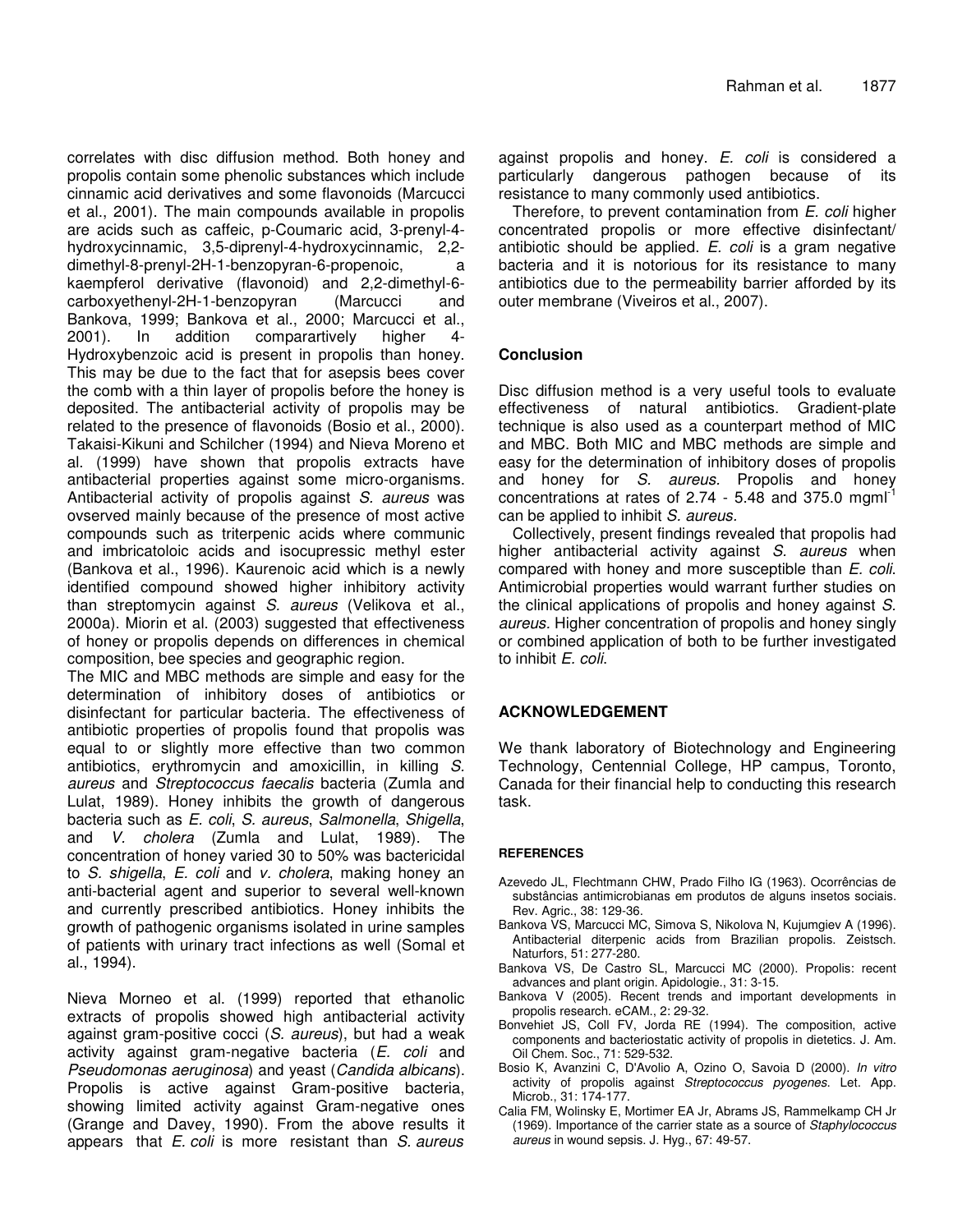correlates with disc diffusion method. Both honey and propolis contain some phenolic substances which include cinnamic acid derivatives and some flavonoids (Marcucci et al., 2001). The main compounds available in propolis are acids such as caffeic, p-Coumaric acid, 3-prenyl-4-hydroxycinnamic, 3,5-diprenyl-4-hydroxycinnamic, 2,2-dimethyl-8-prenyl-2H-1-benzopyran-6-propenoic, a kaempferol derivative (flavonoid) and 2,2-dimethyl-6-carboxyethenyl-2H-1-benzopyran (Marcucci and Bankova, 1999; Bankova et al., 2000; Marcucci et al., 2001). In addition comparartively higher 4-Hydroxybenzoic acid is present in propolis than honey. This may be due to the fact that for asepsis bees cover the comb with a thin layer of propolis before the honey is deposited. The antibacterial activity of propolis may be related to the presence of flavonoids (Bosio et al., 2000). Takaisi-Kikuni and Schilcher (1994) and Nieva Moreno et al. (1999) have shown that propolis extracts have antibacterial properties against some micro-organisms. Antibacterial activity of propolis against *S. aureus* was ovserved mainly because of the presence of most active compounds such as triterpenic acids where communic and imbricatoloic acids and isocupressic methyl ester (Bankova et al., 1996). Kaurenoic acid which is a newly identified compound showed higher inhibitory activity than streptomycin against *S. aureus* (Velikova et al., 2000a). Miorin et al. (2003) suggested that effectiveness of honey or propolis depends on differences in chemical composition, bee species and geographic region.

The MIC and MBC methods are simple and easy for the determination of inhibitory doses of antibiotics or disinfectant for particular bacteria. The effectiveness of antibiotic properties of propolis found that propolis was equal to or slightly more effective than two common antibiotics, erythromycin and amoxicillin, in killing *S. aureus* and *Streptococcus faecalis* bacteria (Zumla and Lulat, 1989). Honey inhibits the growth of dangerous bacteria such as *E. coli*, *S. aureus*, *Salmonella*, *Shigella*, and *V. cholera* (Zumla and Lulat, 1989). The concentration of honey varied 30 to 50% was bactericidal to *S. shigella*, *E. coli* and *v. cholera*, making honey an anti-bacterial agent and superior to several well-known and currently prescribed antibiotics. Honey inhibits the growth of pathogenic organisms isolated in urine samples of patients with urinary tract infections as well (Somal et al., 1994).

Nieva Morneo et al. (1999) reported that ethanolic extracts of propolis showed high antibacterial activity against gram-positive cocci (*S. aureus*), but had a weak activity against gram-negative bacteria (*E. coli* and *Pseudomonas aeruginosa*) and yeast (*Candida albicans*). Propolis is active against Gram-positive bacteria, showing limited activity against Gram-negative ones (Grange and Davey, 1990). From the above results it appears that *E. coli* is more resistant than *S. aureus* against propolis and honey. *E. coli* is considered a particularly dangerous pathogen because of its resistance to many commonly used antibiotics.

Therefore, to prevent contamination from *E. coli* higher concentrated propolis or more effective disinfectant/ antibiotic should be applied. *E. coli* is a gram negative bacteria and it is notorious for its resistance to many antibiotics due to the permeability barrier afforded by its outer membrane (Viveiros et al., 2007).

## Conclusion

Disc diffusion method is a very useful tools to evaluate effectiveness of natural antibiotics. Gradient-plate technique is also used as a counterpart method of MIC and MBC. Both MIC and MBC methods are simple and easy for the determination of inhibitory doses of propolis and honey for *S. aureus*. Propolis and honey concentrations at rates of 2.74 - 5.48 and 375.0 $mgml^{-1}$ can be applied to inhibit *S. aureus*.

Collectively, present findings revealed that propolis had higher antibacterial activity against *S. aureus* when compared with honey and more susceptible than *E. coli*. Antimicrobial properties would warrant further studies on the clinical applications of propolis and honey against *S. aureus*. Higher concentration of propolis and honey singly or combined application of both to be further investigated to inhibit *E. coli*.

## ACKNOWLEDGEMENT

We thank laboratory of Biotechnology and Engineering Technology, Centennial College, HP campus, Toronto, Canada for their financial help to conducting this research task.

## REFERENCES

Azevedo JL, Flechtmann CHW, Prado Filho IG (1963). Ocorrências de substâncias antimicrobianas em produtos de alguns insetos sociais. Rev. Agric., 38: 129-36.

Bankova VS, Marcucci MC, Simova S, Nikolova N, Kujumgiev A (1996). Antibacterial diterpenic acids from Brazilian propolis. Zeistsch. Naturfors, 51: 277-280.

Bankova VS, De Castro SL, Marcucci MC (2000). Propolis: recent advances and plant origin. Apidologie., 31: 3-15.

Bankova V (2005). Recent trends and important developments in propolis research. eCAM., 2: 29-32.

Bonvehiet JS, Coll FV, Jorda RE (1994). The composition, active components and bacteriostatic activity of propolis in dietetics. J. Am. Oil Chem. Soc., 71: 529-532.

Bosio K, Avanzini C, D'Avolio A, Ozino O, Savoia D (2000). *In vitro* activity of propolis against *Streptococcus pyogenes*. Let. App. Microb., 31: 174-177.

Calia FM, Wolinsky E, Mortimer EA Jr, Abrams JS, Rammelkamp CH Jr (1969). Importance of the carrier state as a source of *Staphylococcus aureus* in wound sepsis. J. Hyg., 67: 49-57.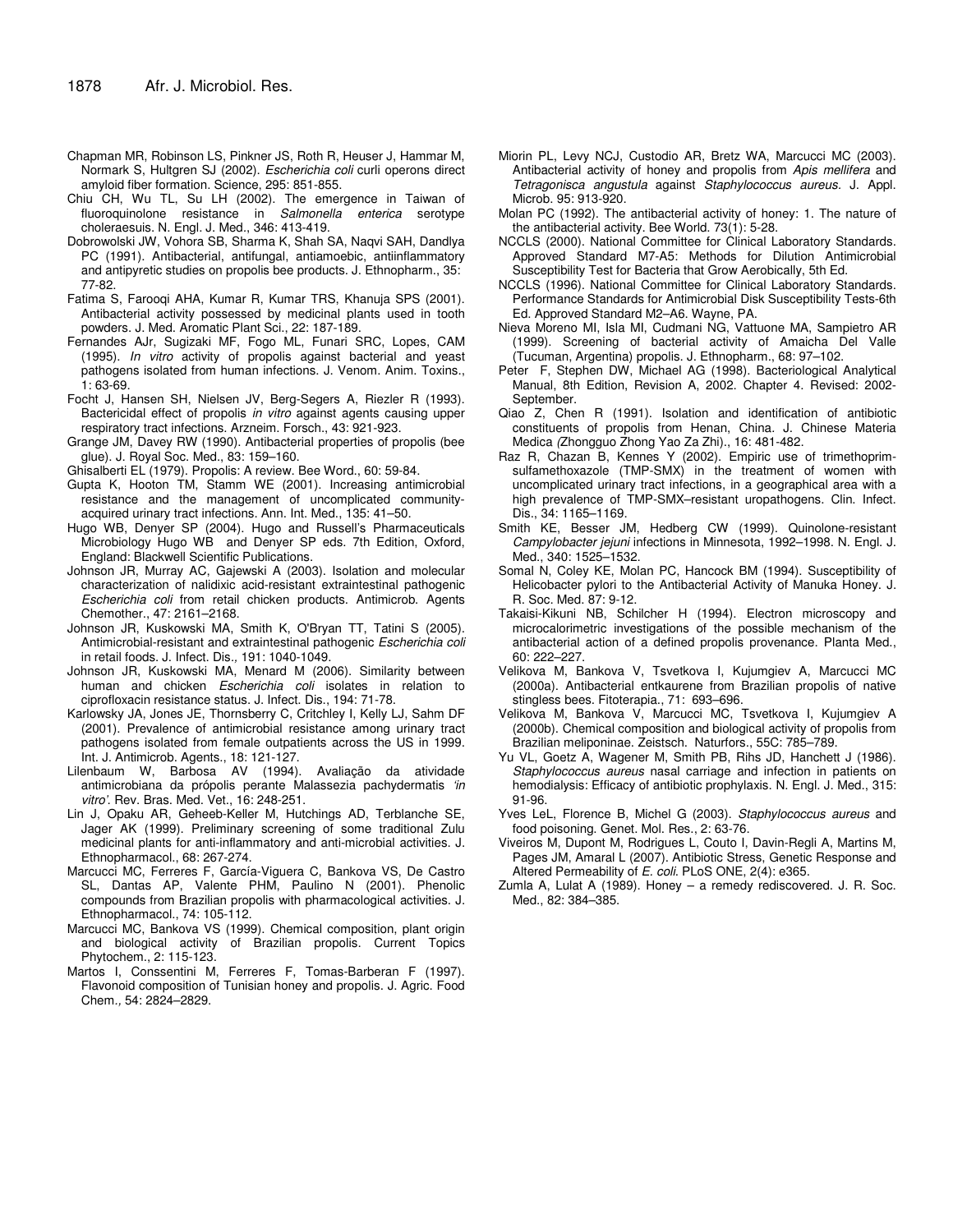Chapman MR, Robinson LS, Pinkner JS, Roth R, Heuser J, Hammar M, Normark S, Hultgren SJ (2002). *Escherichia coli* curli operons direct amyloid fiber formation. Science, 295: 851-855.

Chiu CH, Wu TL, Su LH (2002). The emergence in Taiwan of fluoroquinolone resistance in *Salmonella enterica* serotype choleraesuis. N. Engl. J. Med., 346: 413-419.

Dobrowolski JW, Vohora SB, Sharma K, Shah SA, Naqvi SAH, Dandlya PC (1991). Antibacterial, antifungal, antiamoebic, antiinflammatory and antipyretic studies on propolis bee products. J. Ethnopharm., 35: 77-82.

Fatima S, Farooqi AHA, Kumar R, Kumar TRS, Khanuja SPS (2001). Antibacterial activity possessed by medicinal plants used in tooth powders. J. Med. Aromatic Plant Sci., 22: 187-189.

Fernandes AJr, Sugizaki MF, Fogo ML, Funari SRC, Lopes, CAM (1995). *In vitro* activity of propolis against bacterial and yeast pathogens isolated from human infections. J. Venom. Anim. Toxins., 1: 63-69.

Focht J, Hansen SH, Nielsen JV, Berg-Segers A, Riezler R (1993). Bactericidal effect of propolis *in vitro* against agents causing upper respiratory tract infections. Arzneim. Forsch., 43: 921-923.

Grange JM, Davey RW (1990). Antibacterial properties of propolis (bee glue). J. Royal Soc. Med., 83: 159–160.

Ghisalberti EL (1979). Propolis: A review. Bee Word., 60: 59-84.

Gupta K, Hooton TM, Stamm WE (2001). Increasing antimicrobial resistance and the management of uncomplicated community-acquired urinary tract infections. Ann. Int. Med., 135: 41–50.

Hugo WB, Denyer SP (2004). Hugo and Russell's Pharmaceuticals Microbiology Hugo WB and Denyer SP eds. 7th Edition, Oxford, England: Blackwell Scientific Publications.

Johnson JR, Murray AC, Gajewski A (2003). Isolation and molecular characterization of nalidixic acid-resistant extraintestinal pathogenic *Escherichia coli* from retail chicken products. Antimicrob. Agents Chemother., 47: 2161–2168.

Johnson JR, Kuskowski MA, Smith K, O'Bryan TT, Tatini S (2005). Antimicrobial-resistant and extraintestinal pathogenic *Escherichia coli* in retail foods. J. Infect. Dis., 191: 1040-1049.

Johnson JR, Kuskowski MA, Menard M (2006). Similarity between human and chicken *Escherichia coli* isolates in relation to ciprofloxacin resistance status. J. Infect. Dis., 194: 71-78.

Karlowsky JA, Jones JE, Thornsberry C, Critchley I, Kelly LJ, Sahm DF (2001). Prevalence of antimicrobial resistance among urinary tract pathogens isolated from female outpatients across the US in 1999. Int. J. Antimicrob. Agents., 18: 121-127.

Lilenbaum W, Barbosa AV (1994). Avaliação da atividade antimicrobiana da própolis perante Malassezia pachydermatis *'in vitro'*. Rev. Bras. Med. Vet., 16: 248-251.

Lin J, Opaku AR, Geheeb-Keller M, Hutchings AD, Terblanche SE, Jager AK (1999). Preliminary screening of some traditional Zulu medicinal plants for anti-inflammatory and anti-microbial activities. J. Ethnopharmacol., 68: 267-274.

Marcucci MC, Ferreres F, García-Viguera C, Bankova VS, De Castro SL, Dantas AP, Valente PHM, Paulino N (2001). Phenolic compounds from Brazilian propolis with pharmacological activities. J. Ethnopharmacol., 74: 105-112.

Marcucci MC, Bankova VS (1999). Chemical composition, plant origin and biological activity of Brazilian propolis. Current Topics Phytochem., 2: 115-123.

Martos I, Conssentini M, Ferreres F, Tomas-Barberan F (1997). Flavonoid composition of Tunisian honey and propolis. J. Agric. Food Chem., 54: 2824–2829.

Miorin PL, Levy NCJ, Custodio AR, Bretz WA, Marcucci MC (2003). Antibacterial activity of honey and propolis from *Apis mellifera* and *Tetragonisca angustula* against *Staphylococcus aureus.* J. Appl. Microb. 95: 913-920.

Molan PC (1992). The antibacterial activity of honey: 1. The nature of the antibacterial activity. Bee World. 73(1): 5-28.

NCCLS (2000). National Committee for Clinical Laboratory Standards. Approved Standard M7-A5: Methods for Dilution Antimicrobial Susceptibility Test for Bacteria that Grow Aerobically, 5th Ed.

NCCLS (1996). National Committee for Clinical Laboratory Standards. Performance Standards for Antimicrobial Disk Susceptibility Tests-6th Ed. Approved Standard M2–A6. Wayne, PA.

Nieva Moreno MI, Isla MI, Cudmani NG, Vattuone MA, Sampietro AR (1999). Screening of bacterial activity of Amaicha Del Valle (Tucuman, Argentina) propolis. J. Ethnopharm., 68: 97–102.

Peter F, Stephen DW, Michael AG (1998). Bacteriological Analytical Manual, 8th Edition, Revision A, 2002. Chapter 4. Revised: 2002-September.

Qiao Z, Chen R (1991). Isolation and identification of antibiotic constituents of propolis from Henan, China. J. Chinese Materia Medica *(*Zhongguo Zhong Yao Za Zhi)., 16: 481-482.

Raz R, Chazan B, Kennes Y (2002). Empiric use of trimethoprim-sulfamethoxazole (TMP-SMX) in the treatment of women with uncomplicated urinary tract infections, in a geographical area with a high prevalence of TMP-SMX–resistant uropathogens. Clin. Infect. Dis., 34: 1165–1169.

Smith KE, Besser JM, Hedberg CW (1999). Quinolone-resistant *Campylobacter jejuni* infections in Minnesota, 1992–1998. N. Engl. J. Med., 340: 1525–1532.

Somal N, Coley KE, Molan PC, Hancock BM (1994). Susceptibility of Helicobacter pylori to the Antibacterial Activity of Manuka Honey. J. R. Soc. Med. 87: 9-12.

Takaisi-Kikuni NB, Schilcher H (1994). Electron microscopy and microcalorimetric investigations of the possible mechanism of the antibacterial action of a defined propolis provenance. Planta Med., 60: 222–227.

Velikova M, Bankova V, Tsvetkova I, Kujumgiev A, Marcucci MC (2000a). Antibacterial entkaurene from Brazilian propolis of native stingless bees. Fitoterapia., 71: 693–696.

Velikova M, Bankova V, Marcucci MC, Tsvetkova I, Kujumgiev A (2000b). Chemical composition and biological activity of propolis from Brazilian meliponinae. Zeistsch. Naturfors., 55C: 785–789.

Yu VL, Goetz A, Wagener M, Smith PB, Rihs JD, Hanchett J (1986). *Staphylococcus aureus* nasal carriage and infection in patients on hemodialysis: Efficacy of antibiotic prophylaxis. N. Engl. J. Med., 315: 91-96.

Yves LeL, Florence B, Michel G (2003). *Staphylococcus aureus* and food poisoning. Genet. Mol. Res., 2: 63-76.

Viveiros M, Dupont M, Rodrigues L, Couto I, Davin-Regli A, Martins M, Pages JM, Amaral L (2007). Antibiotic Stress, Genetic Response and Altered Permeability of *E. coli.* PLoS ONE, 2(4): e365.

Zumla A, Lulat A (1989). Honey – a remedy rediscovered. J. R. Soc. Med., 82: 384–385.